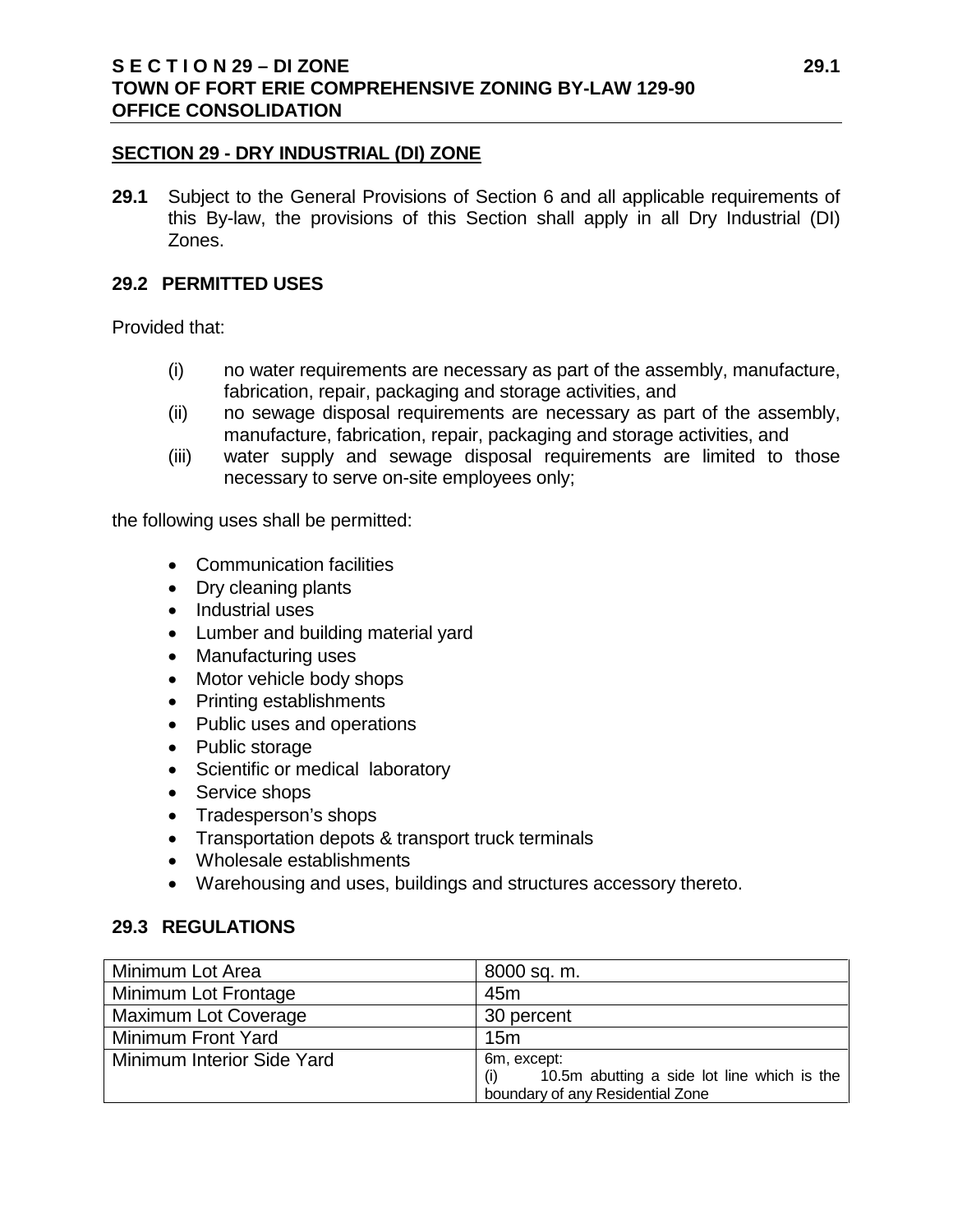## SECTION 29 - DRY INDUSTRIAL (DI) ZONE

**29.1** Subject to the General Provisions of Section 6 and all applicable requirements of this By-law, the provisions of this Section shall apply in all Dry Industrial (DI) Zones.

### 29.2 PERMITTED USES

Provided that:

(i) no water requirements are necessary as part of the assembly, manufacture, fabrication, repair, packaging and storage activities, and
(ii) no sewage disposal requirements are necessary as part of the assembly, manufacture, fabrication, repair, packaging and storage activities, and
(iii) water supply and sewage disposal requirements are limited to those necessary to serve on-site employees only;

the following uses shall be permitted:

- Communication facilities
- Dry cleaning plants
- Industrial uses
- Lumber and building material yard
- Manufacturing uses
- Motor vehicle body shops
- Printing establishments
- Public uses and operations
- Public storage
- Scientific or medical laboratory
- Service shops
- Tradesperson's shops
- Transportation depots & transport truck terminals
- Wholesale establishments
- Warehousing and uses, buildings and structures accessory thereto.

### 29.3 REGULATIONS

| | |
|---|---|
| Minimum Lot Area | 8000 sq. m. |
| Minimum Lot Frontage | 45m |
| Maximum Lot Coverage | 30 percent |
| Minimum Front Yard | 15m |
| Minimum Interior Side Yard | 6m, except:<br>(i) 10.5m abutting a side lot line which is the boundary of any Residential Zone |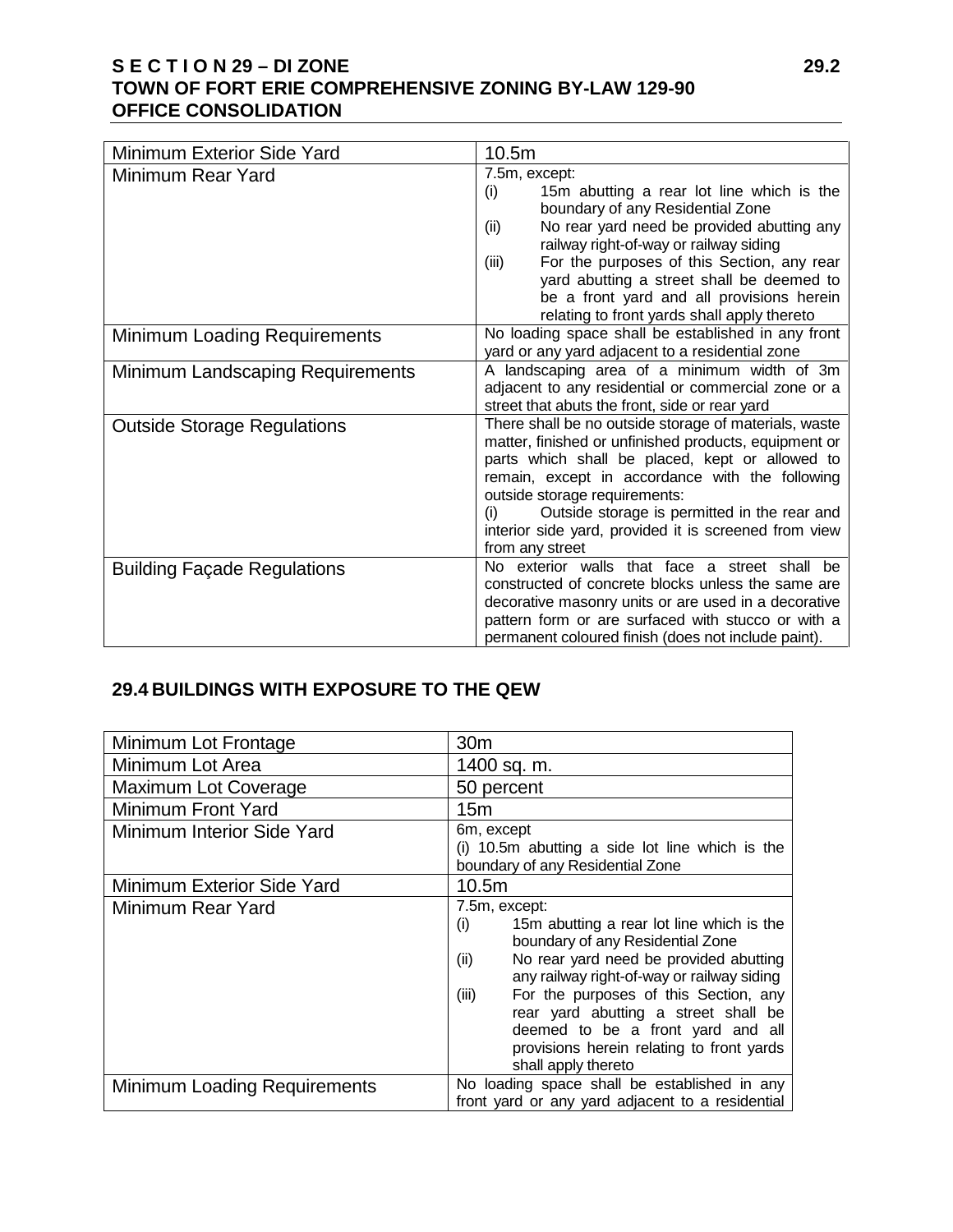| Minimum Exterior Side Yard | 10.5m |
|---|---|
| Minimum Rear Yard | 7.5m, except:<br>(i) 15m abutting a rear lot line which is the boundary of any Residential Zone<br>(ii) No rear yard need be provided abutting any railway right-of-way or railway siding<br>(iii) For the purposes of this Section, any rear yard abutting a street shall be deemed to be a front yard and all provisions herein relating to front yards shall apply thereto |
| Minimum Loading Requirements | No loading space shall be established in any front yard or any yard adjacent to a residential zone |
| Minimum Landscaping Requirements | A landscaping area of a minimum width of 3m adjacent to any residential or commercial zone or a street that abuts the front, side or rear yard |
| Outside Storage Regulations | There shall be no outside storage of materials, waste matter, finished or unfinished products, equipment or parts which shall be placed, kept or allowed to remain, except in accordance with the following outside storage requirements:<br>(i) Outside storage is permitted in the rear and interior side yard, provided it is screened from view from any street |
| Building Façade Regulations | No exterior walls that face a street shall be constructed of concrete blocks unless the same are decorative masonry units or are used in a decorative pattern form or are surfaced with stucco or with a permanent coloured finish (does not include paint). |

## 29.4 BUILDINGS WITH EXPOSURE TO THE QEW

| Minimum Lot Frontage | 30m |
|---|---|
| Minimum Lot Area | 1400 sq. m. |
| Maximum Lot Coverage | 50 percent |
| Minimum Front Yard | 15m |
| Minimum Interior Side Yard | 6m, except<br>(i) 10.5m abutting a side lot line which is the boundary of any Residential Zone |
| Minimum Exterior Side Yard | 10.5m |
| Minimum Rear Yard | 7.5m, except:<br>(i) 15m abutting a rear lot line which is the boundary of any Residential Zone<br>(ii) No rear yard need be provided abutting any railway right-of-way or railway siding<br>(iii) For the purposes of this Section, any rear yard abutting a street shall be deemed to be a front yard and all provisions herein relating to front yards shall apply thereto |
| Minimum Loading Requirements | No loading space shall be established in any front yard or any yard adjacent to a residential |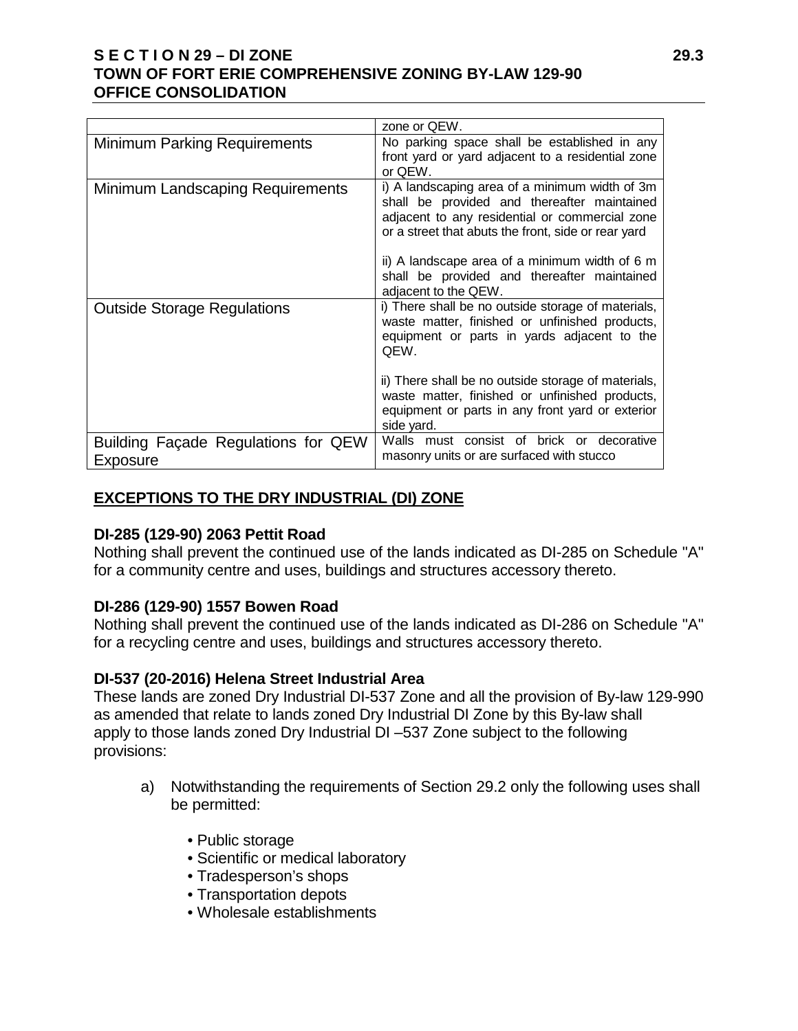| | |
|---|---|
| | zone or QEW. |
| Minimum Parking Requirements | No parking space shall be established in any front yard or yard adjacent to a residential zone or QEW. |
| Minimum Landscaping Requirements | i) A landscaping area of a minimum width of 3m shall be provided and thereafter maintained adjacent to any residential or commercial zone or a street that abuts the front, side or rear yard<br><br>ii) A landscape area of a minimum width of 6 m shall be provided and thereafter maintained adjacent to the QEW. |
| Outside Storage Regulations | i) There shall be no outside storage of materials, waste matter, finished or unfinished products, equipment or parts in yards adjacent to the QEW.<br><br>ii) There shall be no outside storage of materials, waste matter, finished or unfinished products, equipment or parts in any front yard or exterior side yard. |
| Building Façade Regulations for QEW Exposure | Walls must consist of brick or decorative masonry units or are surfaced with stucco |

## EXCEPTIONS TO THE DRY INDUSTRIAL (DI) ZONE

**DI-285 (129-90) 2063 Pettit Road**
Nothing shall prevent the continued use of the lands indicated as DI-285 on Schedule "A" for a community centre and uses, buildings and structures accessory thereto.

**DI-286 (129-90) 1557 Bowen Road**
Nothing shall prevent the continued use of the lands indicated as DI-286 on Schedule "A" for a recycling centre and uses, buildings and structures accessory thereto.

**DI-537 (20-2016) Helena Street Industrial Area**
These lands are zoned Dry Industrial DI-537 Zone and all the provision of By-law 129-990 as amended that relate to lands zoned Dry Industrial DI Zone by this By-law shall apply to those lands zoned Dry Industrial DI –537 Zone subject to the following provisions:

a) Notwithstanding the requirements of Section 29.2 only the following uses shall be permitted:

- Public storage
- Scientific or medical laboratory
- Tradesperson's shops
- Transportation depots
- Wholesale establishments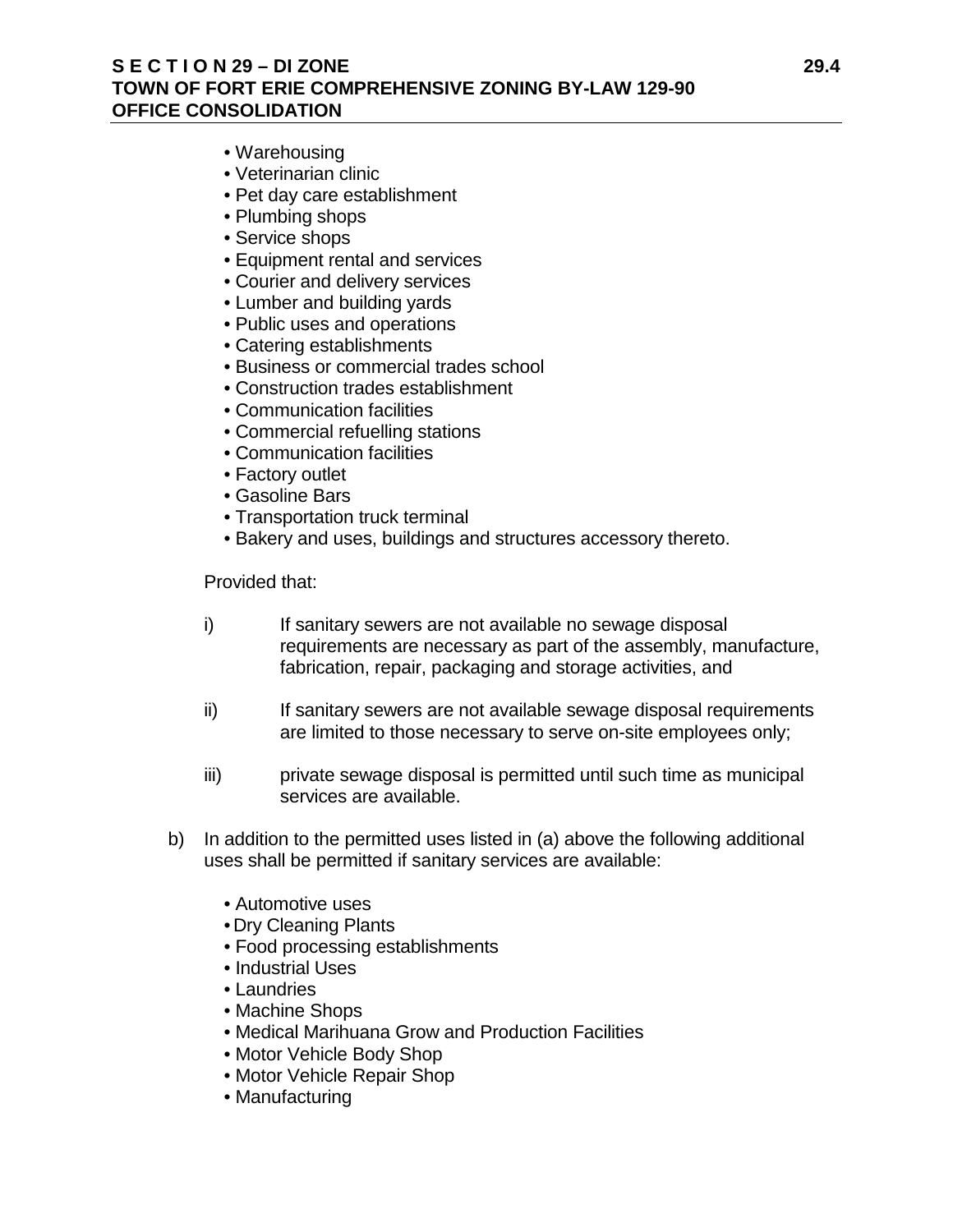- Warehousing
- Veterinarian clinic
- Pet day care establishment
- Plumbing shops
- Service shops
- Equipment rental and services
- Courier and delivery services
- Lumber and building yards
- Public uses and operations
- Catering establishments
- Business or commercial trades school
- Construction trades establishment
- Communication facilities
- Commercial refuelling stations
- Communication facilities
- Factory outlet
- Gasoline Bars
- Transportation truck terminal
- Bakery and uses, buildings and structures accessory thereto.

Provided that:

i) If sanitary sewers are not available no sewage disposal requirements are necessary as part of the assembly, manufacture, fabrication, repair, packaging and storage activities, and

ii) If sanitary sewers are not available sewage disposal requirements are limited to those necessary to serve on-site employees only;

iii) private sewage disposal is permitted until such time as municipal services are available.

b) In addition to the permitted uses listed in (a) above the following additional uses shall be permitted if sanitary services are available:

- Automotive uses
- Dry Cleaning Plants
- Food processing establishments
- Industrial Uses
- Laundries
- Machine Shops
- Medical Marihuana Grow and Production Facilities
- Motor Vehicle Body Shop
- Motor Vehicle Repair Shop
- Manufacturing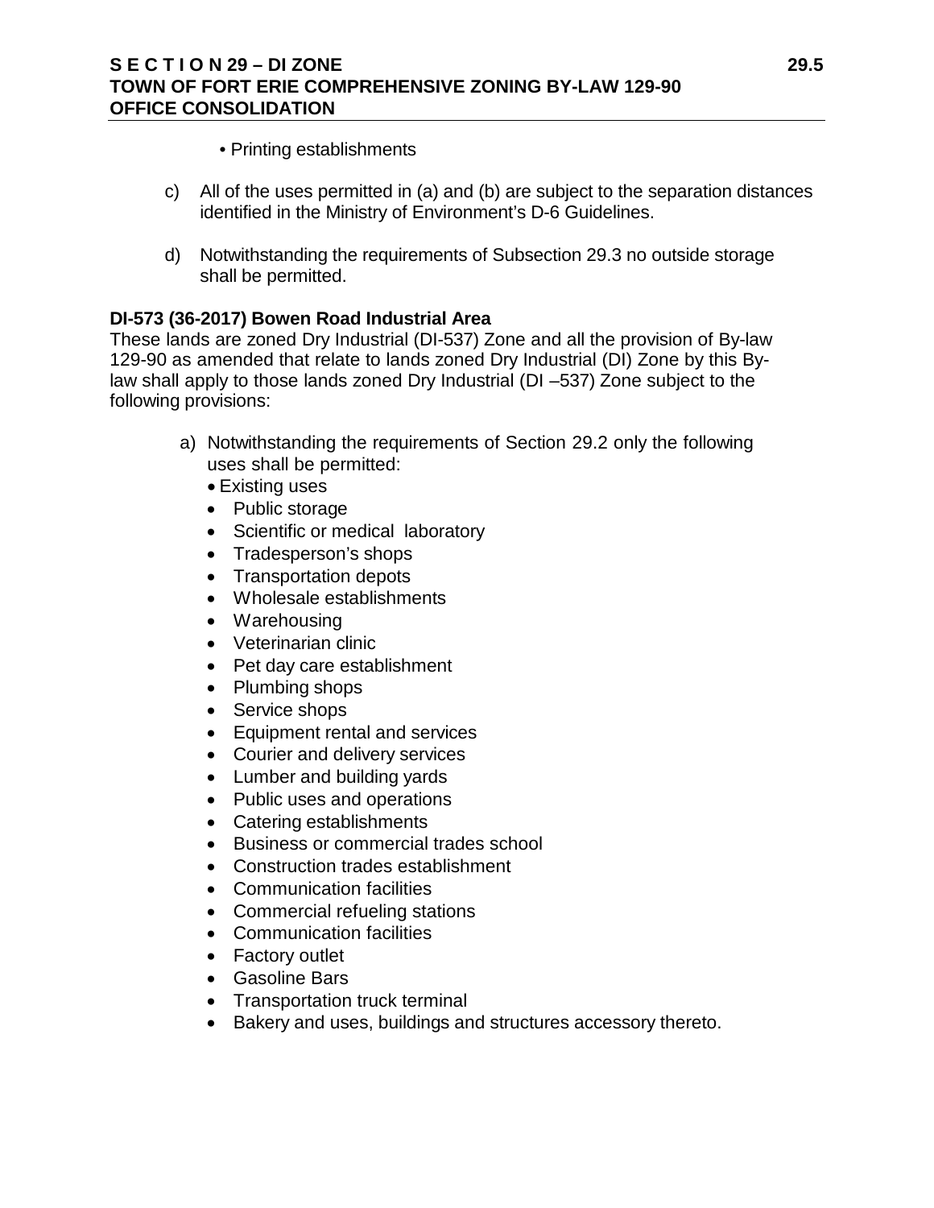- Printing establishments

c) All of the uses permitted in (a) and (b) are subject to the separation distances identified in the Ministry of Environment's D-6 Guidelines.

d) Notwithstanding the requirements of Subsection 29.3 no outside storage shall be permitted.

**DI-573 (36-2017) Bowen Road Industrial Area**

These lands are zoned Dry Industrial (DI-537) Zone and all the provision of By-law 129-90 as amended that relate to lands zoned Dry Industrial (DI) Zone by this By-law shall apply to those lands zoned Dry Industrial (DI –537) Zone subject to the following provisions:

a) Notwithstanding the requirements of Section 29.2 only the following uses shall be permitted:
   - Existing uses
   - Public storage
   - Scientific or medical laboratory
   - Tradesperson's shops
   - Transportation depots
   - Wholesale establishments
   - Warehousing
   - Veterinarian clinic
   - Pet day care establishment
   - Plumbing shops
   - Service shops
   - Equipment rental and services
   - Courier and delivery services
   - Lumber and building yards
   - Public uses and operations
   - Catering establishments
   - Business or commercial trades school
   - Construction trades establishment
   - Communication facilities
   - Commercial refueling stations
   - Communication facilities
   - Factory outlet
   - Gasoline Bars
   - Transportation truck terminal
   - Bakery and uses, buildings and structures accessory thereto.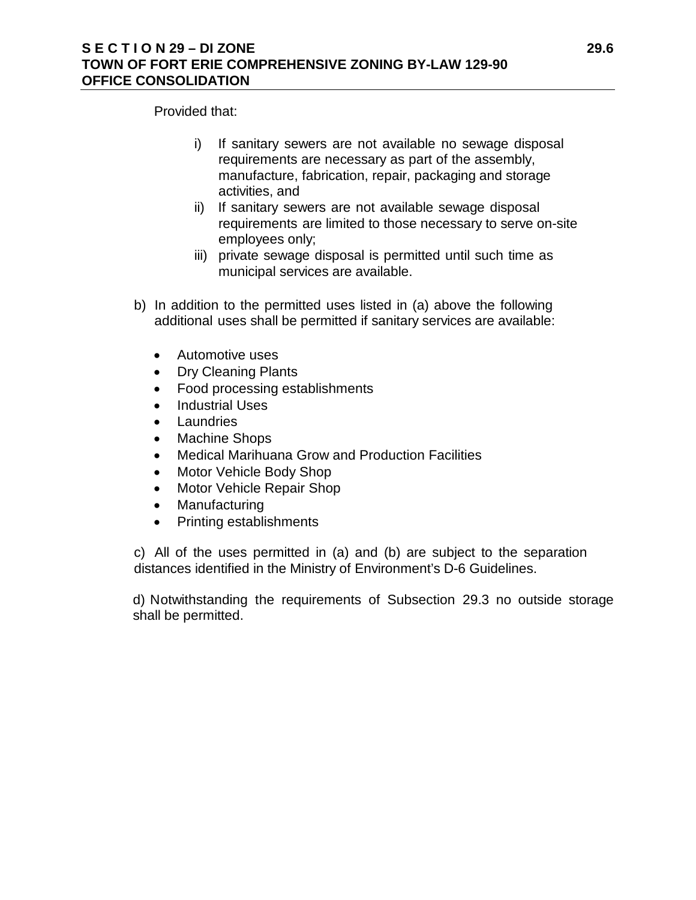Provided that:

i) If sanitary sewers are not available no sewage disposal requirements are necessary as part of the assembly, manufacture, fabrication, repair, packaging and storage activities, and
ii) If sanitary sewers are not available sewage disposal requirements are limited to those necessary to serve on-site employees only;
iii) private sewage disposal is permitted until such time as municipal services are available.

b) In addition to the permitted uses listed in (a) above the following additional uses shall be permitted if sanitary services are available:

- Automotive uses
- Dry Cleaning Plants
- Food processing establishments
- Industrial Uses
- Laundries
- Machine Shops
- Medical Marihuana Grow and Production Facilities
- Motor Vehicle Body Shop
- Motor Vehicle Repair Shop
- Manufacturing
- Printing establishments

c) All of the uses permitted in (a) and (b) are subject to the separation distances identified in the Ministry of Environment's D-6 Guidelines.

d) Notwithstanding the requirements of Subsection 29.3 no outside storage shall be permitted.